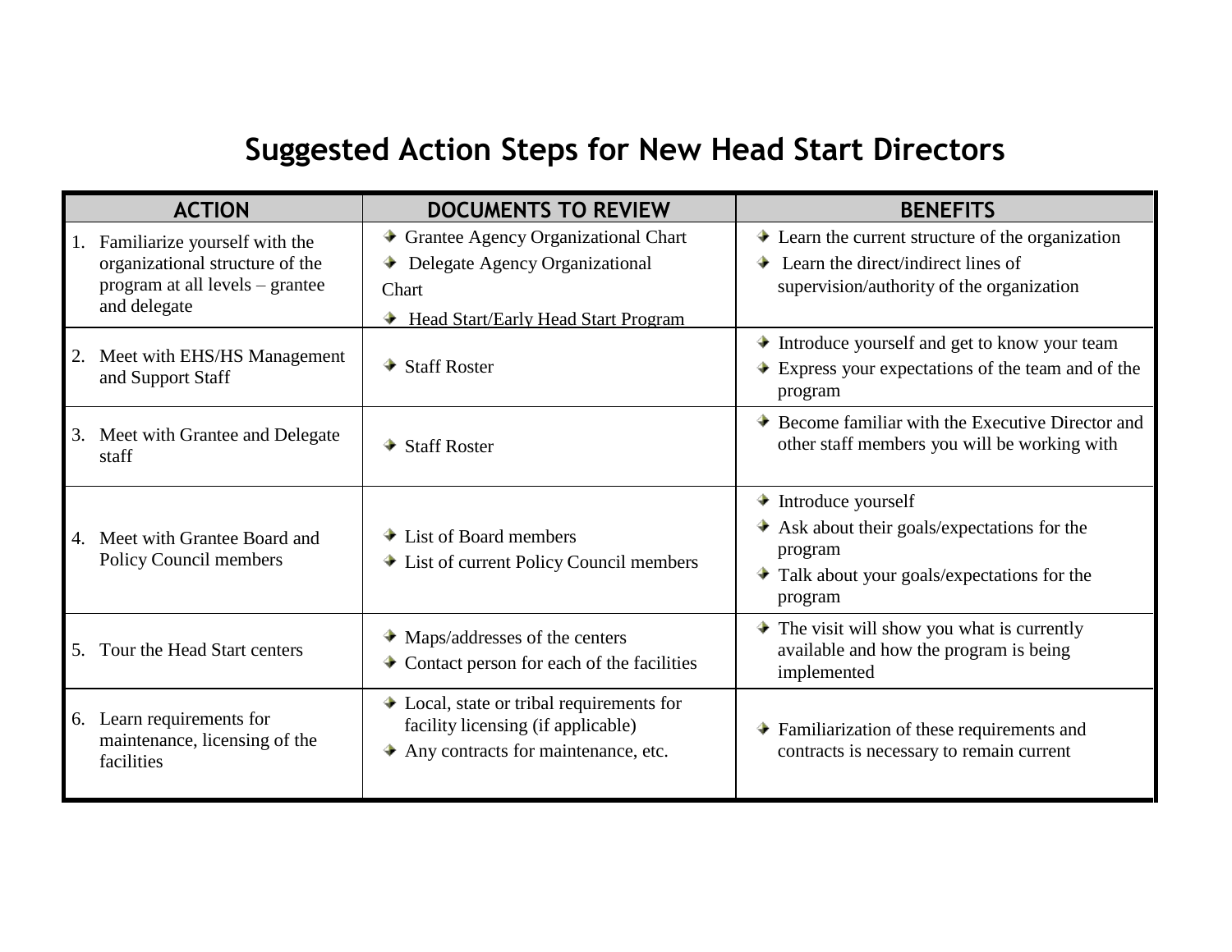# Suggested Action Steps for New Head Start Directors

| ACTION | DOCUMENTS TO REVIEW | BENEFITS |
| --- | --- | --- |
| 1. Familiarize yourself with the organizational structure of the program at all levels – grantee and delegate | ✦ Grantee Agency Organizational Chart<br>✦ Delegate Agency Organizational Chart<br>✦ Head Start/Early Head Start Program | ✦ Learn the current structure of the organization<br>✦ Learn the direct/indirect lines of supervision/authority of the organization |
| 2. Meet with EHS/HS Management and Support Staff | ✦ Staff Roster | ✦ Introduce yourself and get to know your team<br>✦ Express your expectations of the team and of the program |
| 3. Meet with Grantee and Delegate staff | ✦ Staff Roster | ✦ Become familiar with the Executive Director and other staff members you will be working with |
| 4. Meet with Grantee Board and Policy Council members | ✦ List of Board members<br>✦ List of current Policy Council members | ✦ Introduce yourself<br>✦ Ask about their goals/expectations for the program<br>✦ Talk about your goals/expectations for the program |
| 5. Tour the Head Start centers | ✦ Maps/addresses of the centers<br>✦ Contact person for each of the facilities | ✦ The visit will show you what is currently available and how the program is being implemented |
| 6. Learn requirements for maintenance, licensing of the facilities | ✦ Local, state or tribal requirements for facility licensing (if applicable)<br>✦ Any contracts for maintenance, etc. | ✦ Familiarization of these requirements and contracts is necessary to remain current |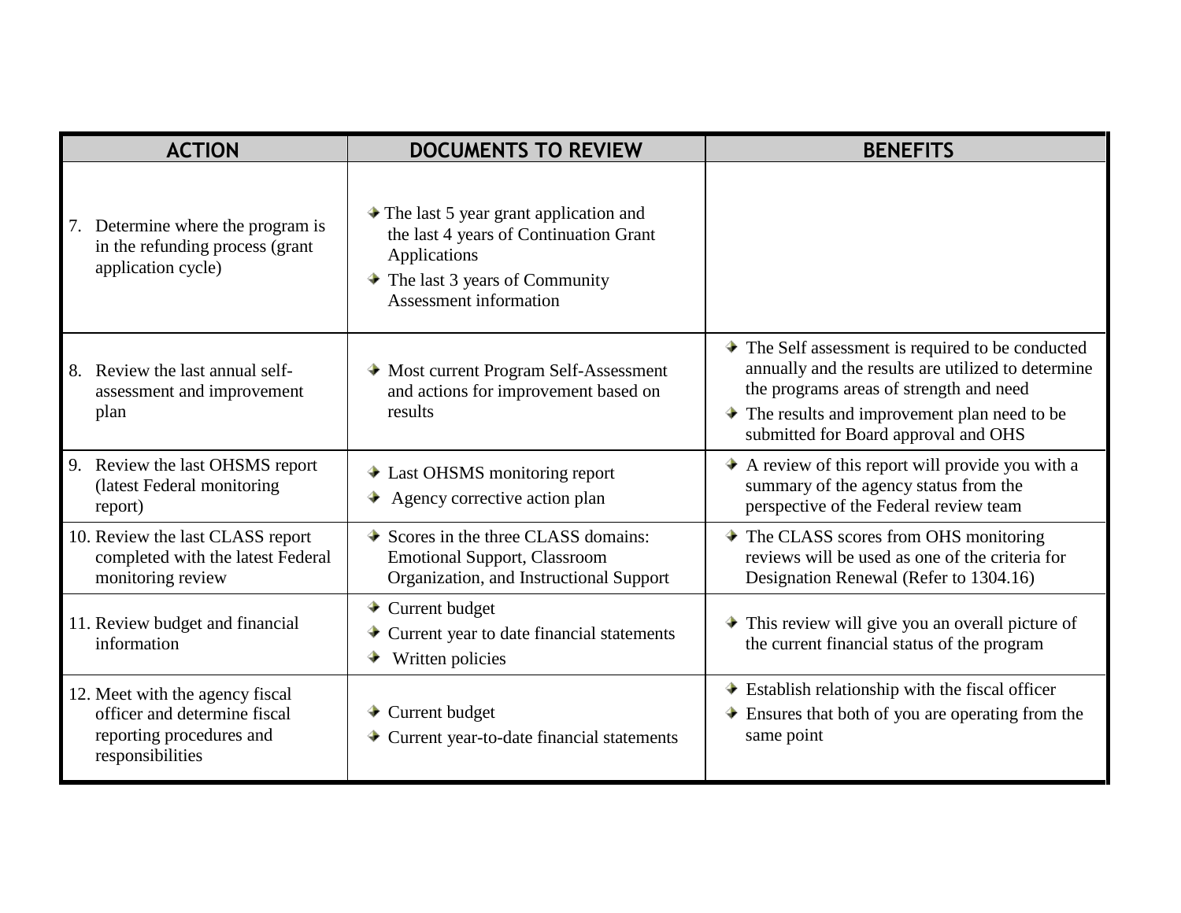| ACTION | DOCUMENTS TO REVIEW | BENEFITS |
|---|---|---|
| 7. Determine where the program is in the refunding process (grant application cycle) | ◆ The last 5 year grant application and the last 4 years of Continuation Grant Applications<br>◆ The last 3 years of Community Assessment information | |
| 8. Review the last annual self-assessment and improvement plan | ◆ Most current Program Self-Assessment and actions for improvement based on results | ◆ The Self assessment is required to be conducted annually and the results are utilized to determine the programs areas of strength and need<br>◆ The results and improvement plan need to be submitted for Board approval and OHS |
| 9. Review the last OHSMS report (latest Federal monitoring report) | ◆ Last OHSMS monitoring report<br>◆ Agency corrective action plan | ◆ A review of this report will provide you with a summary of the agency status from the perspective of the Federal review team |
| 10. Review the last CLASS report completed with the latest Federal monitoring review | ◆ Scores in the three CLASS domains: Emotional Support, Classroom Organization, and Instructional Support | ◆ The CLASS scores from OHS monitoring reviews will be used as one of the criteria for Designation Renewal (Refer to 1304.16) |
| 11. Review budget and financial information | ◆ Current budget<br>◆ Current year to date financial statements<br>◆ Written policies | ◆ This review will give you an overall picture of the current financial status of the program |
| 12. Meet with the agency fiscal officer and determine fiscal reporting procedures and responsibilities | ◆ Current budget<br>◆ Current year-to-date financial statements | ◆ Establish relationship with the fiscal officer<br>◆ Ensures that both of you are operating from the same point |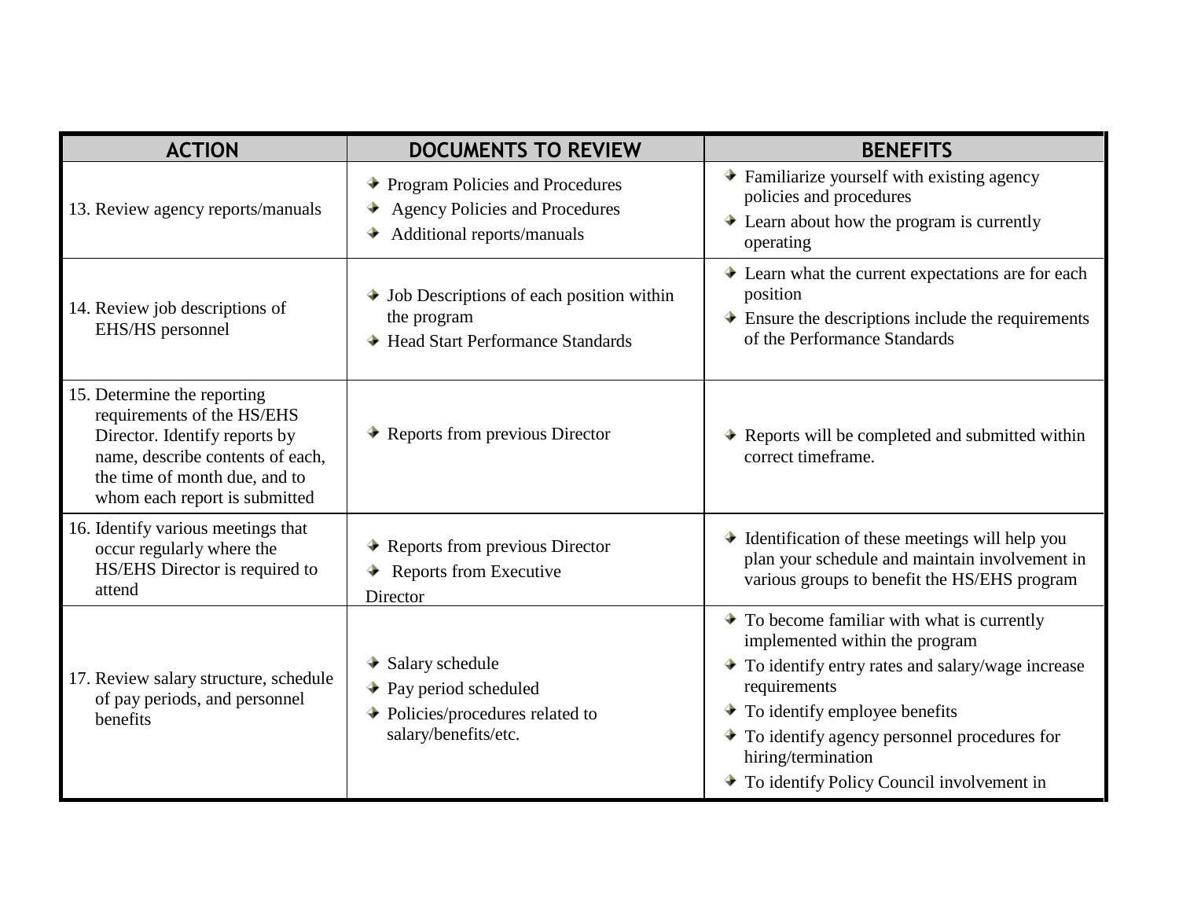| ACTION | DOCUMENTS TO REVIEW | BENEFITS |
| --- | --- | --- |
| 13. Review agency reports/manuals | ✦ Program Policies and Procedures<br>✦ Agency Policies and Procedures<br>✦ Additional reports/manuals | ✦ Familiarize yourself with existing agency policies and procedures<br>✦ Learn about how the program is currently operating |
| 14. Review job descriptions of EHS/HS personnel | ✦ Job Descriptions of each position within the program<br>✦ Head Start Performance Standards | ✦ Learn what the current expectations are for each position<br>✦ Ensure the descriptions include the requirements of the Performance Standards |
| 15. Determine the reporting requirements of the HS/EHS Director. Identify reports by name, describe contents of each, the time of month due, and to whom each report is submitted | ✦ Reports from previous Director | ✦ Reports will be completed and submitted within correct timeframe. |
| 16. Identify various meetings that occur regularly where the HS/EHS Director is required to attend | ✦ Reports from previous Director<br>✦ Reports from Executive Director | ✦ Identification of these meetings will help you plan your schedule and maintain involvement in various groups to benefit the HS/EHS program |
| 17. Review salary structure, schedule of pay periods, and personnel benefits | ✦ Salary schedule<br>✦ Pay period scheduled<br>✦ Policies/procedures related to salary/benefits/etc. | ✦ To become familiar with what is currently implemented within the program<br>✦ To identify entry rates and salary/wage increase requirements<br>✦ To identify employee benefits<br>✦ To identify agency personnel procedures for hiring/termination<br>✦ To identify Policy Council involvement in |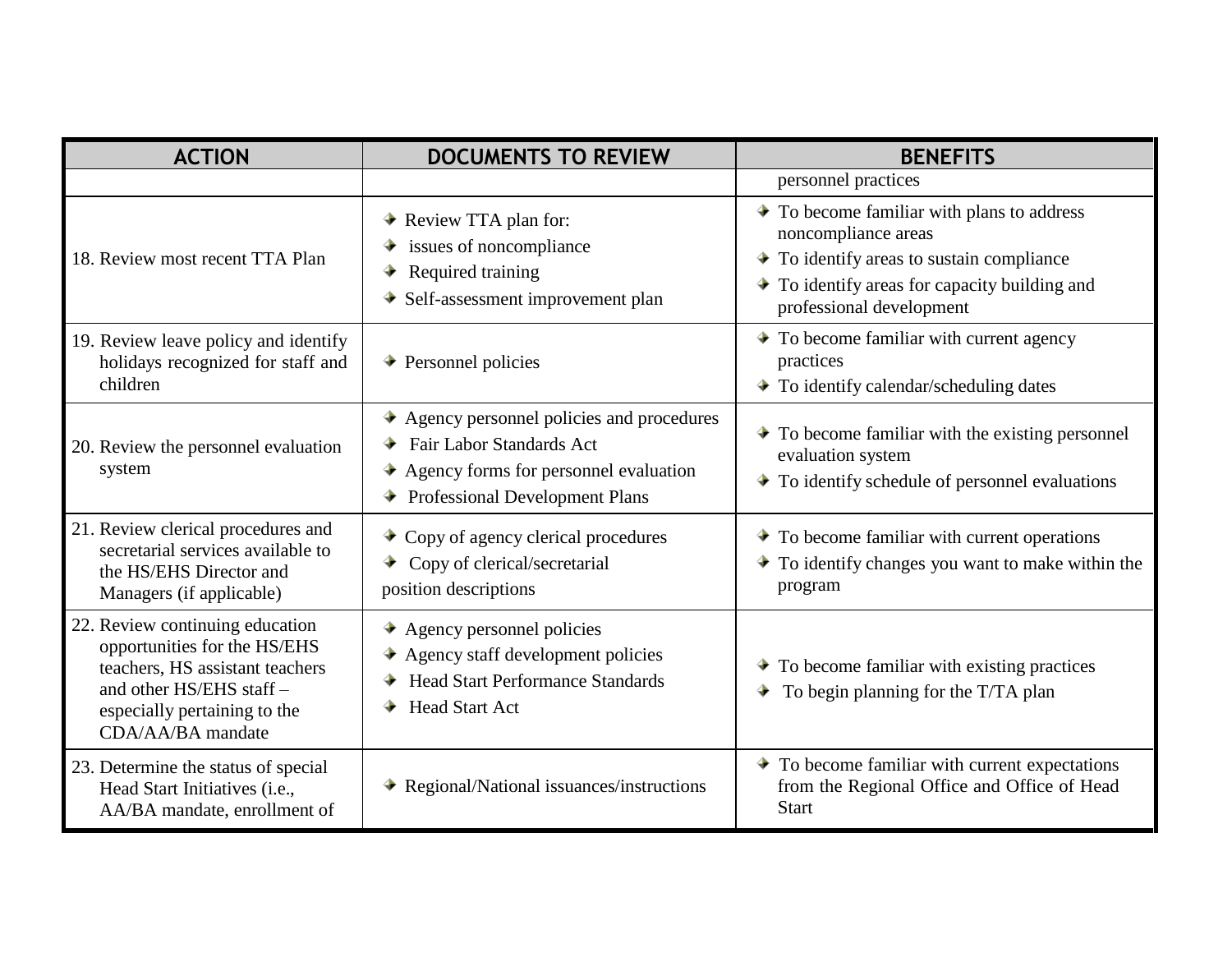| ACTION | DOCUMENTS TO REVIEW | BENEFITS |
|---|---|---|
| | | personnel practices |
| 18. Review most recent TTA Plan | ◆ Review TTA plan for:<br>◆ issues of noncompliance<br>◆ Required training<br>◆ Self-assessment improvement plan | ◆ To become familiar with plans to address noncompliance areas<br>◆ To identify areas to sustain compliance<br>◆ To identify areas for capacity building and professional development |
| 19. Review leave policy and identify holidays recognized for staff and children | ◆ Personnel policies | ◆ To become familiar with current agency practices<br>◆ To identify calendar/scheduling dates |
| 20. Review the personnel evaluation system | ◆ Agency personnel policies and procedures<br>◆ Fair Labor Standards Act<br>◆ Agency forms for personnel evaluation<br>◆ Professional Development Plans | ◆ To become familiar with the existing personnel evaluation system<br>◆ To identify schedule of personnel evaluations |
| 21. Review clerical procedures and secretarial services available to the HS/EHS Director and Managers (if applicable) | ◆ Copy of agency clerical procedures<br>◆ Copy of clerical/secretarial position descriptions | ◆ To become familiar with current operations<br>◆ To identify changes you want to make within the program |
| 22. Review continuing education opportunities for the HS/EHS teachers, HS assistant teachers and other HS/EHS staff – especially pertaining to the CDA/AA/BA mandate | ◆ Agency personnel policies<br>◆ Agency staff development policies<br>◆ Head Start Performance Standards<br>◆ Head Start Act | ◆ To become familiar with existing practices<br>◆ To begin planning for the T/TA plan |
| 23. Determine the status of special Head Start Initiatives (i.e., AA/BA mandate, enrollment of | ◆ Regional/National issuances/instructions | ◆ To become familiar with current expectations from the Regional Office and Office of Head Start |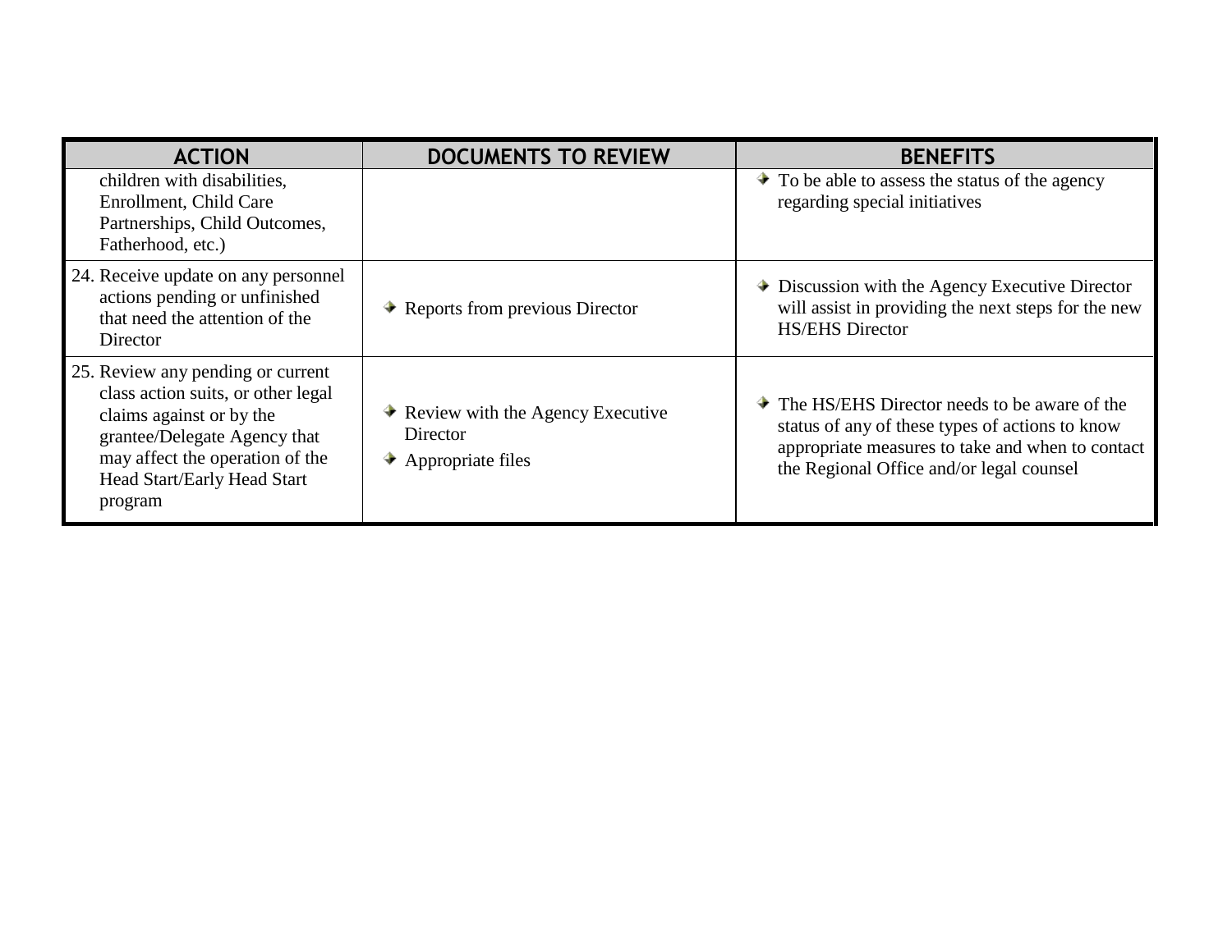| ACTION | DOCUMENTS TO REVIEW | BENEFITS |
|---|---|---|
| children with disabilities, Enrollment, Child Care Partnerships, Child Outcomes, Fatherhood, etc.) | | ◆ To be able to assess the status of the agency regarding special initiatives |
| 24. Receive update on any personnel actions pending or unfinished that need the attention of the Director | ◆ Reports from previous Director | ◆ Discussion with the Agency Executive Director will assist in providing the next steps for the new HS/EHS Director |
| 25. Review any pending or current class action suits, or other legal claims against or by the grantee/Delegate Agency that may affect the operation of the Head Start/Early Head Start program | ◆ Review with the Agency Executive Director<br>◆ Appropriate files | ◆ The HS/EHS Director needs to be aware of the status of any of these types of actions to know appropriate measures to take and when to contact the Regional Office and/or legal counsel |